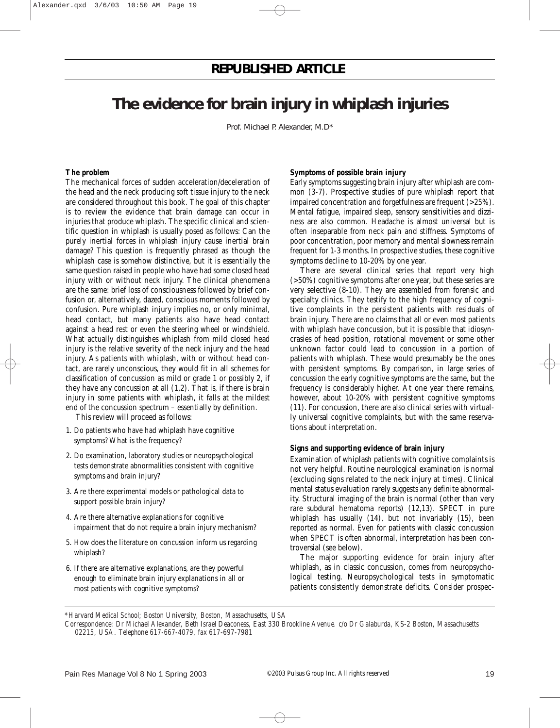REPUBLISHED ARTICLE

# The evidence for brain injury in whiplash injuries

Prof. Michael P. Alexander, M.D*

### The problem

The mechanical forces of sudden acceleration/deceleration of the head and the neck producing soft tissue injury to the neck are considered throughout this book. The goal of this chapter is to review the evidence that brain damage can occur in injuries that produce whiplash. The specific clinical and scientific question in whiplash is usually posed as follows: Can the purely inertial forces in whiplash injury cause inertial brain damage? This question is frequently phrased as though the whiplash case is somehow distinctive, but it is essentially the same question raised in people who have had some closed head injury with or without neck injury. The clinical phenomena are the same: brief loss of consciousness followed by brief confusion or, alternatively, dazed, conscious moments followed by confusion. Pure whiplash injury implies no, or only minimal, head contact, but many patients also have head contact against a head rest or even the steering wheel or windshield. What actually distinguishes whiplash from mild closed head injury is the relative severity of the neck injury and the head injury. As patients with whiplash, with or without head contact, are rarely unconscious, they would fit in all schemes for classification of concussion as mild or grade 1 or possibly 2, if they have any concussion at all (1,2). That is, if there is brain injury in some patients with whiplash, it falls at the mildest end of the concussion spectrum – essentially by definition.

This review will proceed as follows:

1. Do patients who have had whiplash have cognitive symptoms? What is the frequency?
2. Do examination, laboratory studies or neuropsychological tests demonstrate abnormalities consistent with cognitive symptoms and brain injury?
3. Are there experimental models or pathological data to support possible brain injury?
4. Are there alternative explanations for cognitive impairment that do not require a brain injury mechanism?
5. How does the literature on concussion inform us regarding whiplash?
6. If there are alternative explanations, are they powerful enough to eliminate brain injury explanations in all or most patients with cognitive symptoms?

### Symptoms of possible brain injury

Early symptoms suggesting brain injury after whiplash are common (3-7). Prospective studies of pure whiplash report that impaired concentration and forgetfulness are frequent (>25%). Mental fatigue, impaired sleep, sensory sensitivities and dizziness are also common. Headache is almost universal but is often inseparable from neck pain and stiffness. Symptoms of poor concentration, poor memory and mental slowness remain frequent for 1-3 months. In prospective studies, these cognitive symptoms decline to 10-20% by one year.

There are several clinical series that report very high (>50%) cognitive symptoms after one year, but these series are very selective (8-10). They are assembled from forensic and specialty clinics. They testify to the high frequency of cognitive complaints in the persistent patients with residuals of brain injury. There are no claims that all or even most patients with whiplash have concussion, but it is possible that idiosyncrasies of head position, rotational movement or some other unknown factor could lead to concussion in a portion of patients with whiplash. These would presumably be the ones with persistent symptoms. By comparison, in large series of concussion the early cognitive symptoms are the same, but the frequency is considerably higher. At one year there remains, however, about 10-20% with persistent cognitive symptoms (11). For concussion, there are also clinical series with virtually universal cognitive complaints, but with the same reservations about interpretation.

### Signs and supporting evidence of brain injury

Examination of whiplash patients with cognitive complaints is not very helpful. Routine neurological examination is normal (excluding signs related to the neck injury at times). Clinical mental status evaluation rarely suggests any definite abnormality. Structural imaging of the brain is normal (other than very rare subdural hematoma reports) (12,13). SPECT in pure whiplash has usually (14), but not invariably (15), been reported as normal. Even for patients with classic concussion when SPECT is often abnormal, interpretation has been controversial (see below).

The major supporting evidence for brain injury after whiplash, as in classic concussion, comes from neuropsychological testing. Neuropsychological tests in symptomatic patients consistently demonstrate deficits. Consider prospec-

*Harvard Medical School; Boston University, Boston, Massachusetts, USA

Correspondence: Dr Michael Alexander, Beth Israel Deaconess, East 330 Brookline Avenue. c/o Dr Galaburda, KS-2 Boston, Massachusetts 02215, USA. Telephone 617-667-4079, fax 617-697-7981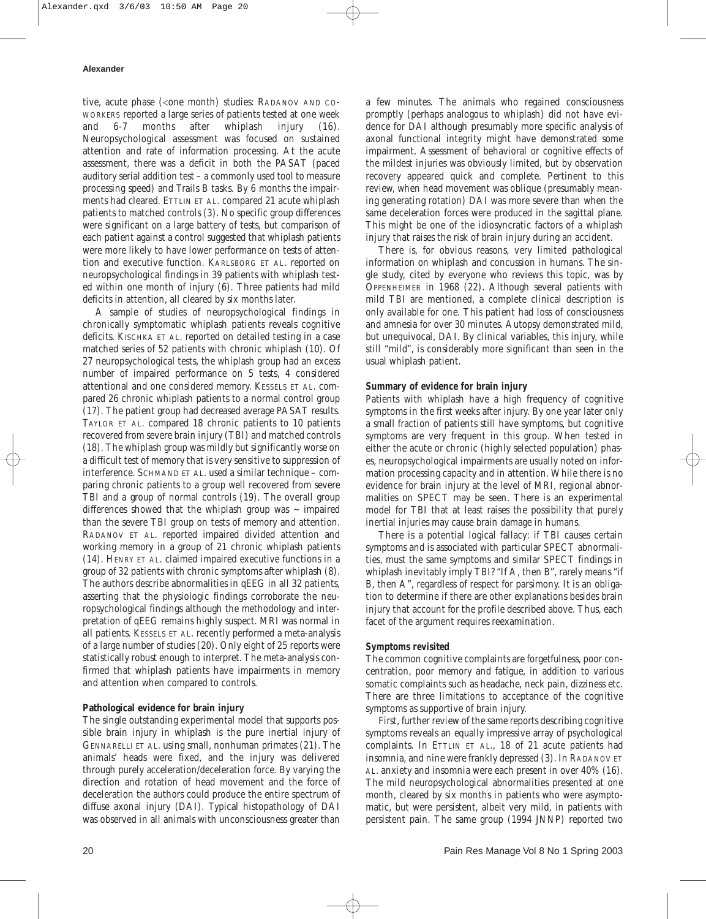tive, acute phase (<one month) studies: RADANOV AND CO-WORKERS reported a large series of patients tested at one week and 6-7 months after whiplash injury (16). Neuropsychological assessment was focused on sustained attention and rate of information processing. At the acute assessment, there was a deficit in both the PASAT (paced auditory serial addition test – a commonly used tool to measure processing speed) and Trails B tasks. By 6 months the impairments had cleared. ETTLIN ET AL. compared 21 acute whiplash patients to matched controls (3). No specific group differences were significant on a large battery of tests, but comparison of each patient against a control suggested that whiplash patients were more likely to have lower performance on tests of attention and executive function. KARLSBORG ET AL. reported on neuropsychological findings in 39 patients with whiplash tested within one month of injury (6). Three patients had mild deficits in attention, all cleared by six months later.

A sample of studies of neuropsychological findings in chronically symptomatic whiplash patients reveals cognitive deficits. KISCHKA ET AL. reported on detailed testing in a case matched series of 52 patients with chronic whiplash (10). Of 27 neuropsychological tests, the whiplash group had an excess number of impaired performance on 5 tests, 4 considered attentional and one considered memory. KESSELS ET AL. compared 26 chronic whiplash patients to a normal control group (17). The patient group had decreased average PASAT results. TAYLOR ET AL. compared 18 chronic patients to 10 patients recovered from severe brain injury (TBI) and matched controls (18). The whiplash group was mildly but significantly worse on a difficult test of memory that is very sensitive to suppression of interference. SCHMAND ET AL. used a similar technique – comparing chronic patients to a group well recovered from severe TBI and a group of normal controls (19). The overall group differences showed that the whiplash group was ~ impaired than the severe TBI group on tests of memory and attention. RADANOV ET AL. reported impaired divided attention and working memory in a group of 21 chronic whiplash patients (14). HENRY ET AL. claimed impaired executive functions in a group of 32 patients with chronic symptoms after whiplash (8). The authors describe abnormalities in qEEG in all 32 patients, asserting that the physiologic findings corroborate the neuropsychological findings although the methodology and interpretation of qEEG remains highly suspect. MRI was normal in all patients. KESSELS ET AL. recently performed a meta-analysis of a large number of studies (20). Only eight of 25 reports were statistically robust enough to interpret. The meta-analysis confirmed that whiplash patients have impairments in memory and attention when compared to controls.

**Pathological evidence for brain injury**

The single outstanding experimental model that supports possible brain injury in whiplash is the pure inertial injury of GENNARELLI ET AL. using small, nonhuman primates (21). The animals' heads were fixed, and the injury was delivered through purely acceleration/deceleration force. By varying the direction and rotation of head movement and the force of deceleration the authors could produce the entire spectrum of diffuse axonal injury (DAI). Typical histopathology of DAI was observed in all animals with unconsciousness greater than a few minutes. The animals who regained consciousness promptly (perhaps analogous to whiplash) did not have evidence for DAI although presumably more specific analysis of axonal functional integrity might have demonstrated some impairment. Assessment of behavioral or cognitive effects of the mildest injuries was obviously limited, but by observation recovery appeared quick and complete. Pertinent to this review, when head movement was oblique (presumably meaning generating rotation) DAI was more severe than when the same deceleration forces were produced in the sagittal plane. This might be one of the idiosyncratic factors of a whiplash injury that raises the risk of brain injury during an accident.

There is, for obvious reasons, very limited pathological information on whiplash and concussion in humans. The single study, cited by everyone who reviews this topic, was by OPPENHEIMER in 1968 (22). Although several patients with mild TBI are mentioned, a complete clinical description is only available for one. This patient had loss of consciousness and amnesia for over 30 minutes. Autopsy demonstrated mild, but unequivocal, DAI. By clinical variables, this injury, while still "mild", is considerably more significant than seen in the usual whiplash patient.

**Summary of evidence for brain injury**

Patients with whiplash have a high frequency of cognitive symptoms in the first weeks after injury. By one year later only a small fraction of patients still have symptoms, but cognitive symptoms are very frequent in this group. When tested in either the acute or chronic (highly selected population) phases, neuropsychological impairments are usually noted on information processing capacity and in attention. While there is no evidence for brain injury at the level of MRI, regional abnormalities on SPECT may be seen. There is an experimental model for TBI that at least raises the possibility that purely inertial injuries may cause brain damage in humans.

There is a potential logical fallacy: if TBI causes certain symptoms and is associated with particular SPECT abnormalities, must the same symptoms and similar SPECT findings in whiplash inevitably imply TBI? "If A, then B", rarely means "if B, then A", regardless of respect for parsimony. It is an obligation to determine if there are other explanations besides brain injury that account for the profile described above. Thus, each facet of the argument requires reexamination.

**Symptoms revisited**

The common cognitive complaints are forgetfulness, poor concentration, poor memory and fatigue, in addition to various somatic complaints such as headache, neck pain, dizziness etc. There are three limitations to acceptance of the cognitive symptoms as supportive of brain injury.

First, further review of the same reports describing cognitive symptoms reveals an equally impressive array of psychological complaints. In ETTLIN ET AL., 18 of 21 acute patients had insomnia, and nine were frankly depressed (3). In RADANOV ET AL. anxiety and insomnia were each present in over 40% (16). The mild neuropsychological abnormalities presented at one month, cleared by six months in patients who were asymptomatic, but were persistent, albeit very mild, in patients with persistent pain. The same group (1994 JNNP) reported two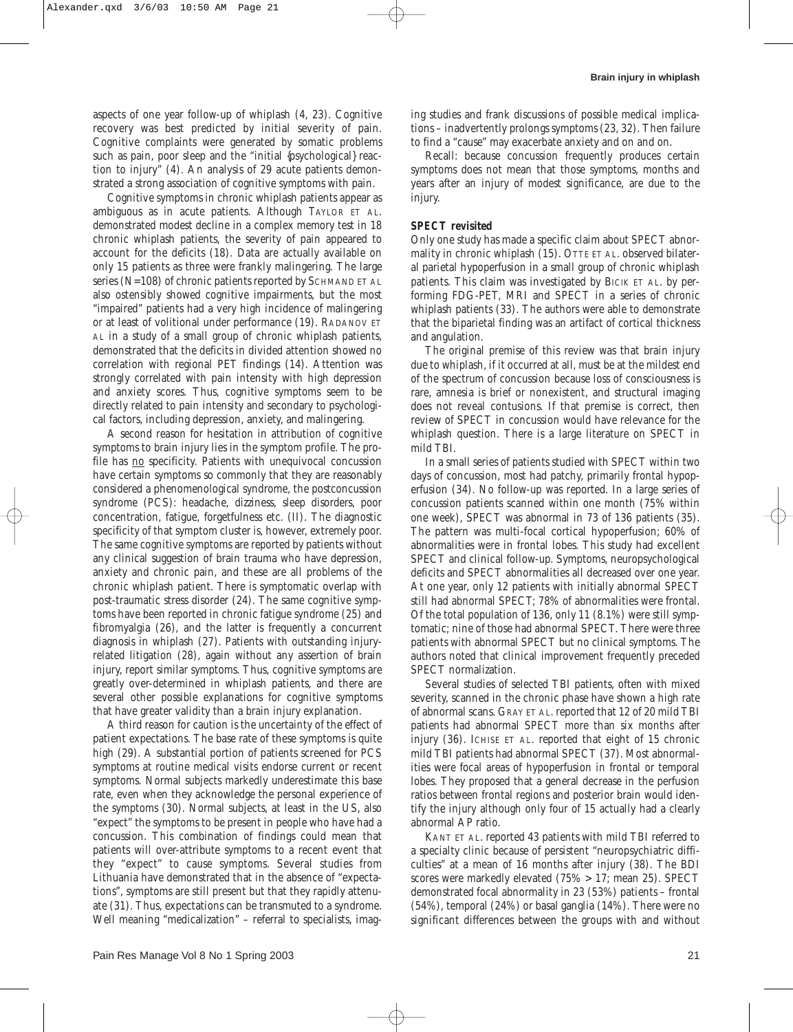aspects of one year follow-up of whiplash (4, 23). Cognitive recovery was best predicted by initial severity of pain. Cognitive complaints were generated by somatic problems such as pain, poor sleep and the "initial {psychological} reaction to injury" (4). An analysis of 29 acute patients demonstrated a strong association of cognitive symptoms with pain.

Cognitive symptoms in chronic whiplash patients appear as ambiguous as in acute patients. Although TAYLOR ET AL. demonstrated modest decline in a complex memory test in 18 chronic whiplash patients, the severity of pain appeared to account for the deficits (18). Data are actually available on only 15 patients as three were frankly malingering. The large series (N=108) of chronic patients reported by SCHMAND ET AL also ostensibly showed cognitive impairments, but the most "impaired" patients had a very high incidence of malingering or at least of volitional under performance (19). RADANOV ET AL in a study of a small group of chronic whiplash patients, demonstrated that the deficits in divided attention showed no correlation with regional PET findings (14). Attention was strongly correlated with pain intensity with high depression and anxiety scores. Thus, cognitive symptoms seem to be directly related to pain intensity and secondary to psychological factors, including depression, anxiety, and malingering.

A second reason for hesitation in attribution of cognitive symptoms to brain injury lies in the symptom profile. The profile has <u>no</u> specificity. Patients with unequivocal concussion have certain symptoms so commonly that they are reasonably considered a phenomenological syndrome, the postconcussion syndrome (PCS): headache, dizziness, sleep disorders, poor concentration, fatigue, forgetfulness etc. (11). The diagnostic specificity of that symptom cluster is, however, extremely poor. The same cognitive symptoms are reported by patients without any clinical suggestion of brain trauma who have depression, anxiety and chronic pain, and these are all problems of the chronic whiplash patient. There is symptomatic overlap with post-traumatic stress disorder (24). The same cognitive symptoms have been reported in chronic fatigue syndrome (25) and fibromyalgia (26), and the latter is frequently a concurrent diagnosis in whiplash (27). Patients with outstanding injury-related litigation (28), again without any assertion of brain injury, report similar symptoms. Thus, cognitive symptoms are greatly over-determined in whiplash patients, and there are several other possible explanations for cognitive symptoms that have greater validity than a brain injury explanation.

A third reason for caution is the uncertainty of the effect of patient expectations. The base rate of these symptoms is quite high (29). A substantial portion of patients screened for PCS symptoms at routine medical visits endorse current or recent symptoms. Normal subjects markedly underestimate this base rate, even when they acknowledge the personal experience of the symptoms (30). Normal subjects, at least in the US, also "expect" the symptoms to be present in people who have had a concussion. This combination of findings could mean that patients will over-attribute symptoms to a recent event that they "expect" to cause symptoms. Several studies from Lithuania have demonstrated that in the absence of "expectations", symptoms are still present but that they rapidly attenuate (31). Thus, expectations can be transmuted to a syndrome. Well meaning "medicalization" – referral to specialists, imaging studies and frank discussions of possible medical implications – inadvertently prolongs symptoms (23, 32). Then failure to find a "cause" may exacerbate anxiety and on and on.

Recall: because concussion frequently produces certain symptoms does not mean that those symptoms, months and years after an injury of modest significance, are due to the injury.

**SPECT revisited**

Only one study has made a specific claim about SPECT abnormality in chronic whiplash (15). OTTE ET AL. observed bilateral parietal hypoperfusion in a small group of chronic whiplash patients. This claim was investigated by BICIK ET AL. by performing FDG-PET, MRI and SPECT in a series of chronic whiplash patients (33). The authors were able to demonstrate that the biparietal finding was an artifact of cortical thickness and angulation.

The original premise of this review was that brain injury due to whiplash, if it occurred at all, must be at the mildest end of the spectrum of concussion because loss of consciousness is rare, amnesia is brief or nonexistent, and structural imaging does not reveal contusions. If that premise is correct, then review of SPECT in concussion would have relevance for the whiplash question. There is a large literature on SPECT in mild TBI.

In a small series of patients studied with SPECT within two days of concussion, most had patchy, primarily frontal hypoperfusion (34). No follow-up was reported. In a large series of concussion patients scanned within one month (75% within one week), SPECT was abnormal in 73 of 136 patients (35). The pattern was multi-focal cortical hypoperfusion; 60% of abnormalities were in frontal lobes. This study had excellent SPECT and clinical follow-up. Symptoms, neuropsychological deficits and SPECT abnormalities all decreased over one year. At one year, only 12 patients with initially abnormal SPECT still had abnormal SPECT; 78% of abnormalities were frontal. Of the total population of 136, only 11 (8.1%) were still symptomatic; nine of those had abnormal SPECT. There were three patients with abnormal SPECT but no clinical symptoms. The authors noted that clinical improvement frequently preceded SPECT normalization.

Several studies of selected TBI patients, often with mixed severity, scanned in the chronic phase have shown a high rate of abnormal scans. GRAY ET AL. reported that 12 of 20 mild TBI patients had abnormal SPECT more than six months after injury (36). ICHISE ET AL. reported that eight of 15 chronic mild TBI patients had abnormal SPECT (37). Most abnormalities were focal areas of hypoperfusion in frontal or temporal lobes. They proposed that a general decrease in the perfusion ratios between frontal regions and posterior brain would identify the injury although only four of 15 actually had a clearly abnormal AP ratio.

KANT ET AL. reported 43 patients with mild TBI referred to a specialty clinic because of persistent "neuropsychiatric difficulties" at a mean of 16 months after injury (38). The BDI scores were markedly elevated (75% > 17; mean 25). SPECT demonstrated focal abnormality in 23 (53%) patients – frontal (54%), temporal (24%) or basal ganglia (14%). There were no significant differences between the groups with and without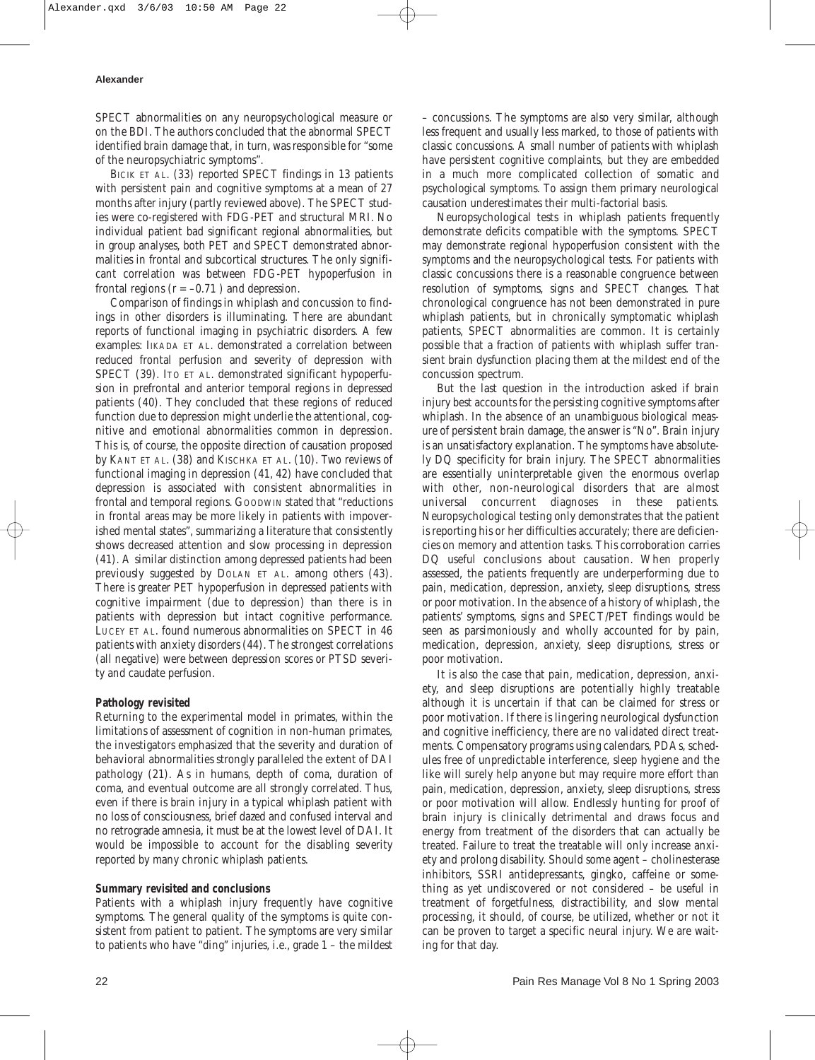SPECT abnormalities on any neuropsychological measure or on the BDI. The authors concluded that the abnormal SPECT identified brain damage that, in turn, was responsible for "some of the neuropsychiatric symptoms".

Bicik et al. (33) reported SPECT findings in 13 patients with persistent pain and cognitive symptoms at a mean of 27 months after injury (partly reviewed above). The SPECT studies were co-registered with FDG-PET and structural MRI. No individual patient bad significant regional abnormalities, but in group analyses, both PET and SPECT demonstrated abnormalities in frontal and subcortical structures. The only significant correlation was between FDG-PET hypoperfusion in frontal regions ($r = -0.71$ ) and depression.

Comparison of findings in whiplash and concussion to findings in other disorders is illuminating. There are abundant reports of functional imaging in psychiatric disorders. A few examples: Iikada et al. demonstrated a correlation between reduced frontal perfusion and severity of depression with SPECT (39). Ito et al. demonstrated significant hypoperfusion in prefrontal and anterior temporal regions in depressed patients (40). They concluded that these regions of reduced function due to depression might underlie the attentional, cognitive and emotional abnormalities common in depression. This is, of course, the opposite direction of causation proposed by Kant et al. (38) and Kischka et al. (10). Two reviews of functional imaging in depression (41, 42) have concluded that depression is associated with consistent abnormalities in frontal and temporal regions. Goodwin stated that "reductions in frontal areas may be more likely in patients with impoverished mental states", summarizing a literature that consistently shows decreased attention and slow processing in depression (41). A similar distinction among depressed patients had been previously suggested by Dolan et al. among others (43). There is greater PET hypoperfusion in depressed patients with cognitive impairment (due to depression) than there is in patients with depression but intact cognitive performance. Lucey et al. found numerous abnormalities on SPECT in 46 patients with anxiety disorders (44). The strongest correlations (all negative) were between depression scores or PTSD severity and caudate perfusion.

**Pathology revisited**

Returning to the experimental model in primates, within the limitations of assessment of cognition in non-human primates, the investigators emphasized that the severity and duration of behavioral abnormalities strongly paralleled the extent of DAI pathology (21). As in humans, depth of coma, duration of coma, and eventual outcome are all strongly correlated. Thus, even if there is brain injury in a typical whiplash patient with no loss of consciousness, brief dazed and confused interval and no retrograde amnesia, it must be at the lowest level of DAI. It would be impossible to account for the disabling severity reported by many chronic whiplash patients.

**Summary revisited and conclusions**

Patients with a whiplash injury frequently have cognitive symptoms. The general quality of the symptoms is quite consistent from patient to patient. The symptoms are very similar to patients who have "ding" injuries, i.e., grade 1 – the mildest – concussions. The symptoms are also very similar, although less frequent and usually less marked, to those of patients with classic concussions. A small number of patients with whiplash have persistent cognitive complaints, but they are embedded in a much more complicated collection of somatic and psychological symptoms. To assign them primary neurological causation underestimates their multi-factorial basis.

Neuropsychological tests in whiplash patients frequently demonstrate deficits compatible with the symptoms. SPECT may demonstrate regional hypoperfusion consistent with the symptoms and the neuropsychological tests. For patients with classic concussions there is a reasonable congruence between resolution of symptoms, signs and SPECT changes. That chronological congruence has not been demonstrated in pure whiplash patients, but in chronically symptomatic whiplash patients, SPECT abnormalities are common. It is certainly possible that a fraction of patients with whiplash suffer transient brain dysfunction placing them at the mildest end of the concussion spectrum.

But the last question in the introduction asked if brain injury best accounts for the persisting cognitive symptoms after whiplash. In the absence of an unambiguous biological measure of persistent brain damage, the answer is "No". Brain injury is an unsatisfactory explanation. The symptoms have absolutely DQ specificity for brain injury. The SPECT abnormalities are essentially uninterpretable given the enormous overlap with other, non-neurological disorders that are almost universal concurrent diagnoses in these patients. Neuropsychological testing only demonstrates that the patient is reporting his or her difficulties accurately; there are deficiencies on memory and attention tasks. This corroboration carries DQ useful conclusions about causation. When properly assessed, the patients frequently are underperforming due to pain, medication, depression, anxiety, sleep disruptions, stress or poor motivation. In the absence of a history of whiplash, the patients' symptoms, signs and SPECT/PET findings would be seen as parsimoniously and wholly accounted for by pain, medication, depression, anxiety, sleep disruptions, stress or poor motivation.

It is also the case that pain, medication, depression, anxiety, and sleep disruptions are potentially highly treatable although it is uncertain if that can be claimed for stress or poor motivation. If there is lingering neurological dysfunction and cognitive inefficiency, there are no validated direct treatments. Compensatory programs using calendars, PDAs, schedules free of unpredictable interference, sleep hygiene and the like will surely help anyone but may require more effort than pain, medication, depression, anxiety, sleep disruptions, stress or poor motivation will allow. Endlessly hunting for proof of brain injury is clinically detrimental and draws focus and energy from treatment of the disorders that can actually be treated. Failure to treat the treatable will only increase anxiety and prolong disability. Should some agent – cholinesterase inhibitors, SSRI antidepressants, gingko, caffeine or something as yet undiscovered or not considered – be useful in treatment of forgetfulness, distractibility, and slow mental processing, it should, of course, be utilized, whether or not it can be proven to target a specific neural injury. We are waiting for that day.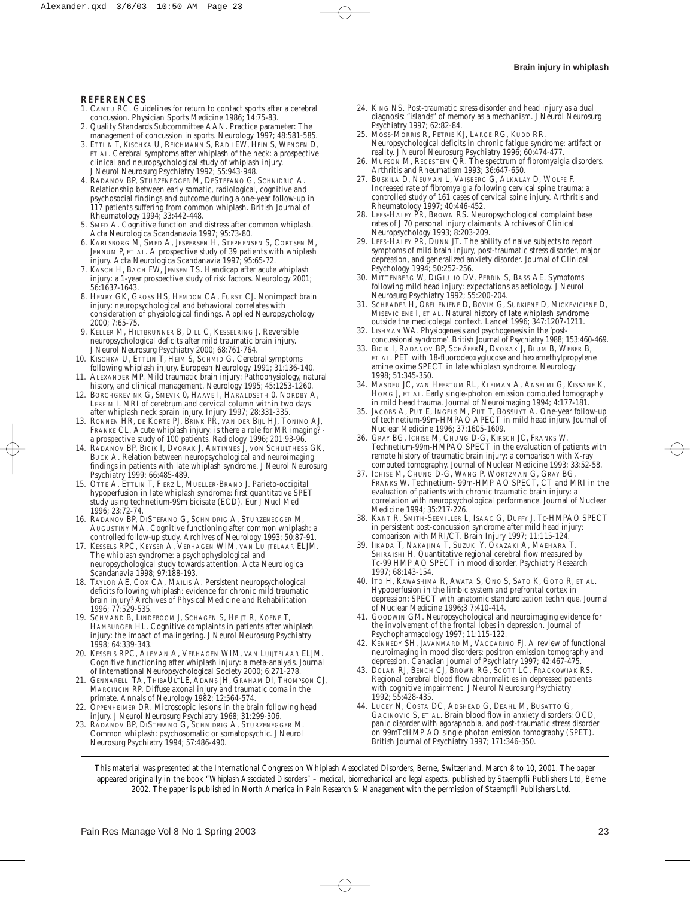## REFERENCES

1. Cantu RC. Guidelines for return to contact sports after a cerebral concussion. Physician Sports Medicine 1986; 14:75-83.
2. Quality Standards Subcommittee AAN. Practice parameter: The management of concussion in sports. Neurology 1997; 48:581-585.
3. Ettlin T, Kischka U, Reichmann S, Radii EW, Heim S, Wengen D, et al. Cerebral symptoms after whiplash of the neck: a prospective clinical and neuropsychological study of whiplash injury. J Neurol Neurosurg Psychiatry 1992; 55:943-948.
4. Radanov BP, Sturzenegger M, DeStefano G, Schnidrig A. Relationship between early somatic, radiological, cognitive and psychosocial findings and outcome during a one-year follow-up in 117 patients suffering from common whiplash. British Journal of Rheumatology 1994; 33:442-448.
5. Smed A. Cognitive function and distress after common whiplash. Acta Neurologica Scandanavia 1997; 95:73-80.
6. Karlsborg M, Smed A, Jespersen H, Stephensen S, Cortsen M, Jennum P, et al. A prospective study of 39 patients with whiplash injury. Acta Neurologica Scandanavia 1997; 95:65-72.
7. Kasch H, Bach FW, Jensen TS. Handicap after acute whiplash injury: a 1-year prospective study of risk factors. Neurology 2001; 56:1637-1643.
8. Henry GK, Gross HS, Hemdon CA, Furst CJ. Nonimpact brain injury: neuropsychological and behavioral correlates with consideration of physiological findings. Applied Neuropsychology 2000; 7:65-75.
9. Keller M, Hiltbrunner B, Dill C, Kesselring J. Reversible neuropsychological deficits after mild traumatic brain injury. J Neurol Neurosurg Psychiatry 2000; 68:761-764.
10. Kischka U, Ettlin T, Heim S, Schmid G. Cerebral symptoms following whiplash injury. European Neurology 1991; 31:136-140.
11. Alexander MP. Mild traumatic brain injury: Pathophysiology, natural history, and clinical management. Neurology 1995; 45:1253-1260.
12. Borchgrevink G, Smevik 0, Haave I, Haraldseth 0, Nordby A, Lereim I. MRI of cerebrum and cervical column within two days after whiplash neck sprain injury. Injury 1997; 28:331-335.
13. Ronnen HR, de Korte PJ, Brink PR, van der Bijl HJ, Tonino AJ, Franke CL. Acute whiplash injury: is there a role for MR imaging? - a prospective study of 100 patients. Radiology 1996; 201:93-96.
14. Radanov BP, Bicik I, Dvorak J, Antinnes J, von Schulthess GK, Buck A. Relation between neuropsychological and neuroimaging findings in patients with late whiplash syndrome. J Neurol Neurosurg Psychiatry 1999; 66:485-489.
15. Otte A, Ettlin T, Fierz L, Mueller-Brand J. Parieto-occipital hypoperfusion in late whiplash syndrome: first quantitative SPET study using technetium-99m bicisate (ECD). Eur J Nucl Med 1996; 23:72-74.
16. Radanov BP, DiStefano G, Schnidrig A, Sturzenegger M, Augustiny MA. Cognitive functioning after common whiplash: a controlled follow-up study. Archives of Neurology 1993; 50:87-91.
17. Kessels RPC, Keyser A, Verhagen WIM, van Luijtelaar ELJM. The whiplash syndrome: a psychophysiological and neuropsychological study towards attention. Acta Neurologica Scandanavia 1998; 97:188-193.
18. Taylor AE, Cox CA, Mailis A. Persistent neuropsychological deficits following whiplash: evidence for chronic mild traumatic brain injury? Archives of Physical Medicine and Rehabilitation 1996; 77:529-535.
19. Schmand B, Lindeboom J, Schagen S, Heijt R, Koene T, Hamburger HL. Cognitive complaints in patients after whiplash injury: the impact of malingering. J Neurol Neurosurg Psychiatry 1998; 64:339-343.
20. Kessels RPC, Aleman A, Verhagen WIM, van Luijtelaar ELJM. Cognitive functioning after whiplash injury: a meta-analysis. Journal of International Neuropsychological Society 2000; 6:271-278.
21. Gennarelli TA, ThibaUltLE, Adams JH, Graham DI, Thompson CJ, Marcincin RP. Diffuse axonal injury and traumatic coma in the primate. Annals of Neurology 1982; 12:564-574.
22. Oppenheimer DR. Microscopic lesions in the brain following head injury. J Neurol Neurosurg Psychiatry 1968; 31:299-306.
23. Radanov BP, DiStefano G, Schnidrig A, Sturzenegger M. Common whiplash: psychosomatic or somatopsychic. J Neurol Neurosurg Psychiatry 1994; 57:486-490.
24. King NS. Post-traumatic stress disorder and head injury as a dual diagnosis: "islands" of memory as a mechanism. J Neurol Neurosurg Psychiatry 1997; 62:82-84.
25. Moss-Morris R, Petrie KJ, Large RG, Kudd RR. Neuropsychological deficits in chronic fatigue syndrome: artifact or reality. J Neurol Neurosurg Psychiatry 1996; 60:474-477.
26. Mufson M, Regestein QR. The spectrum of fibromyalgia disorders. Arthritis and Rheumatism 1993; 36:647-650.
27. Buskila D, Neuman L, Vaisberg G, Alkalay D, Wolfe F. Increased rate of fibromyalgia following cervical spine trauma: a controlled study of 161 cases of cervical spine injury. Arthritis and Rheumatology 1997; 40:446-452.
28. Lees-Haley PR, Brown RS. Neuropsychological complaint base rates of J 70 personal injury claimants. Archives of Clinical Neuropsychology 1993; 8:203-209.
29. Lees-Haley PR, Dunn JT. The ability of naive subjects to report symptoms of mild brain injury, post-traumatic stress disorder, major depression, and generalized anxiety disorder. Journal of Clinical Psychology 1994; 50:252-256.
30. Mittenberg W, DiGiulio DV, Perrin S, Bass AE. Symptoms following mild head injury: expectations as aetiology. J Neurol Neurosurg Psychiatry 1992; 55:200-204.
31. Schrader H, Obelieniene D, Bovim G, Surkiene D, Mickeviciene D, Miseviciene I, et al. Natural history of late whiplash syndrome outside the medicolegal context. Lancet 1996; 347:1207-1211.
32. Lishman WA. Physiogenesis and psychogenesis in the 'post-concussional syndrome'. British Journal of Psychiatry 1988; 153:460-469.
33. Bicik I, Radanov BP, SchäferN, Dvorak J, Blum B, Weber B, et al. PET with 18-fluorodeoxyglucose and hexamethylpropylene amine oxime SPECT in late whiplash syndrome. Neurology 1998; 51:345-350.
34. Masdeu JC, van Heertum RL, Kleiman A, Anselmi G, Kissane K, Homg J, et al. Early single-photon emission computed tomography in mild head trauma. Journal of Neuroimaging 1994; 4:177-181.
35. Jacobs A, Put E, Ingels M, Put T, Bossuyt A. One-year follow-up of technetium-99m-HMPAO APECT in mild head injury. Journal of Nuclear Medicine 1996; 37:1605-1609.
36. Gray BG, Ichise M, Chung D-G, Kirsch JC, Franks W. Technetium-99m-HMPAO SPECT in the evaluation of patients with remote history of traumatic brain injury: a comparison with X-ray computed tomography. Journal of Nuclear Medicine 1993; 33:52-58.
37. Ichise M, Chung D-G, Wang P, Wortzman G, Gray BG, Franks W. Technetium- 99m-HMP AO SPECT, CT and MRI in the evaluation of patients with chronic traumatic brain injury: a correlation with neuropsychological performance. Journal of Nuclear Medicine 1994; 35:217-226.
38. Kant R, Smith-Seemiller L, Isaac G, Duffy J. Tc-HMPAO SPECT in persistent post-concussion syndrome after mild head injury: comparison with MRI/CT. Brain Injury 1997; 11:115-124.
39. Iikada T, Nakajima T, Suzuki Y, Okazaki A, Maehara T, Shiraishi H. Quantitative regional cerebral flow measured by Tc-99 HMP AO SPECT in mood disorder. Psychiatry Research 1997; 68:143-154.
40. Ito H, Kawashima R, Awata S, Ono S, Sato K, Goto R, et al. Hypoperfusion in the limbic system and prefrontal cortex in depression: SPECT with anatomic standardization technique. Journal of Nuclear Medicine 1996;3 7:410-414.
41. Goodwin GM. Neuropsychological and neuroimaging evidence for the involvement of the frontal lobes in depression. Journal of Psychopharmacology 1997; 11:115-122.
42. Kennedy SH, Javanmard M, Vaccarino FJ. A review of functional neuroimaging in mood disorders: positron emission tomography and depression. Canadian Journal of Psychiatry 1997; 42:467-475.
43. Dolan RJ, Bench CJ, Brown RG, Scott LC, Frackowiak RS. Regional cerebral blood flow abnormalities in depressed patients with cognitive impairment. J Neurol Neurosurg Psychiatry 1992; 55:428-435.
44. Lucey N, Costa DC, Adshead G, Deahl M, Busatto G, Gacinovic S, et al. Brain blood flow in anxiety disorders: OCD, panic disorder with agoraphobia, and post-traumatic stress disorder on 99mTcHMP AO single photon emission tomography (SPET). British Journal of Psychiatry 1997; 171:346-350.

This material was presented at the International Congress on Whiplash Associated Disorders, Berne, Switzerland, March 8 to 10, 2001. The paper appeared originally in the book *"Whiplash Associated Disorders" – medical, biomechanical and legal aspects*, published by Staempfli Publishers Ltd, Berne 2002. The paper is published in North America in *Pain Research & Management* with the permission of Staempfli Publishers Ltd.